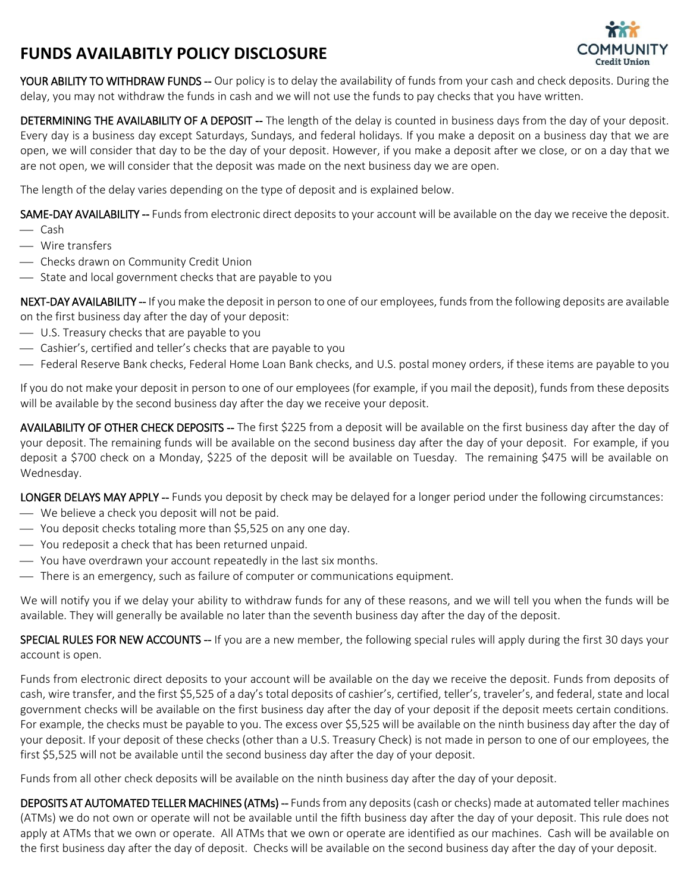# FUNDS AVAILABITLY POLICY DISCLOSURE

**YOUR ABILITY TO WITHDRAW FUNDS --** Our policy is to delay the availability of funds from your cash and check deposits. During the delay, you may not withdraw the funds in cash and we will not use the funds to pay checks that you have written.

**DETERMINING THE AVAILABILITY OF A DEPOSIT --** The length of the delay is counted in business days from the day of your deposit. Every day is a business day except Saturdays, Sundays, and federal holidays. If you make a deposit on a business day that we are open, we will consider that day to be the day of your deposit. However, if you make a deposit after we close, or on a day that we are not open, we will consider that the deposit was made on the next business day we are open.

The length of the delay varies depending on the type of deposit and is explained below.

**SAME-DAY AVAILABILITY --** Funds from electronic direct deposits to your account will be available on the day we receive the deposit.

- Cash
- Wire transfers
- Checks drawn on Community Credit Union
- State and local government checks that are payable to you

**NEXT-DAY AVAILABILITY --** If you make the deposit in person to one of our employees, funds from the following deposits are available on the first business day after the day of your deposit:

- U.S. Treasury checks that are payable to you
- Cashier's, certified and teller's checks that are payable to you
- Federal Reserve Bank checks, Federal Home Loan Bank checks, and U.S. postal money orders, if these items are payable to you

If you do not make your deposit in person to one of our employees (for example, if you mail the deposit), funds from these deposits will be available by the second business day after the day we receive your deposit.

**AVAILABILITY OF OTHER CHECK DEPOSITS --** The first $225 from a deposit will be available on the first business day after the day of your deposit. The remaining funds will be available on the second business day after the day of your deposit. For example, if you deposit a $700 check on a Monday, $225 of the deposit will be available on Tuesday. The remaining $475 will be available on Wednesday.

**LONGER DELAYS MAY APPLY --** Funds you deposit by check may be delayed for a longer period under the following circumstances:

- We believe a check you deposit will not be paid.
- You deposit checks totaling more than $5,525 on any one day.
- You redeposit a check that has been returned unpaid.
- You have overdrawn your account repeatedly in the last six months.
- There is an emergency, such as failure of computer or communications equipment.

We will notify you if we delay your ability to withdraw funds for any of these reasons, and we will tell you when the funds will be available. They will generally be available no later than the seventh business day after the day of the deposit.

**SPECIAL RULES FOR NEW ACCOUNTS --** If you are a new member, the following special rules will apply during the first 30 days your account is open.

Funds from electronic direct deposits to your account will be available on the day we receive the deposit. Funds from deposits of cash, wire transfer, and the first $5,525 of a day's total deposits of cashier's, certified, teller's, traveler's, and federal, state and local government checks will be available on the first business day after the day of your deposit if the deposit meets certain conditions. For example, the checks must be payable to you. The excess over $5,525 will be available on the ninth business day after the day of your deposit. If your deposit of these checks (other than a U.S. Treasury Check) is not made in person to one of our employees, the first $5,525 will not be available until the second business day after the day of your deposit.

Funds from all other check deposits will be available on the ninth business day after the day of your deposit.

**DEPOSITS AT AUTOMATED TELLER MACHINES (ATMs) --** Funds from any deposits (cash or checks) made at automated teller machines (ATMs) we do not own or operate will not be available until the fifth business day after the day of your deposit. This rule does not apply at ATMs that we own or operate. All ATMs that we own or operate are identified as our machines. Cash will be available on the first business day after the day of deposit. Checks will be available on the second business day after the day of your deposit.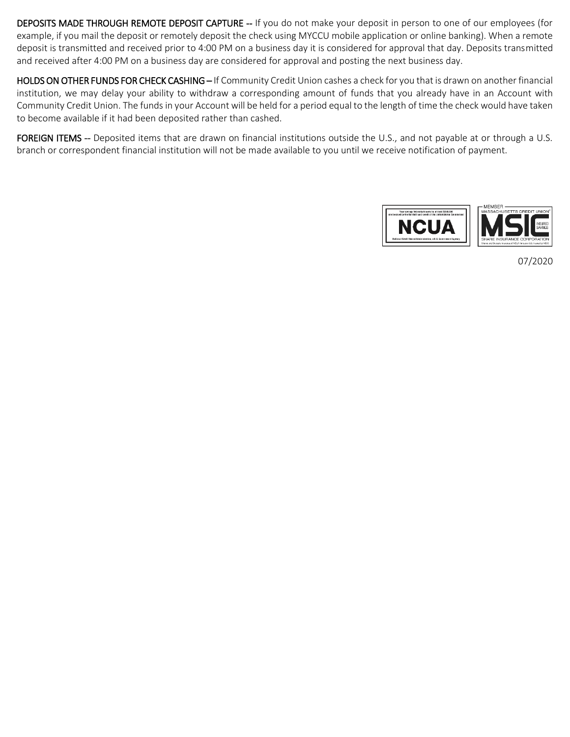**DEPOSITS MADE THROUGH REMOTE DEPOSIT CAPTURE --** If you do not make your deposit in person to one of our employees (for example, if you mail the deposit or remotely deposit the check using MYCCU mobile application or online banking). When a remote deposit is transmitted and received prior to 4:00 PM on a business day it is considered for approval that day. Deposits transmitted and received after 4:00 PM on a business day are considered for approval and posting the next business day.

**HOLDS ON OTHER FUNDS FOR CHECK CASHING –** If Community Credit Union cashes a check for you that is drawn on another financial institution, we may delay your ability to withdraw a corresponding amount of funds that you already have in an Account with Community Credit Union. The funds in your Account will be held for a period equal to the length of time the check would have taken to become available if it had been deposited rather than cashed.

**FOREIGN ITEMS --** Deposited items that are drawn on financial institutions outside the U.S., and not payable at or through a U.S. branch or correspondent financial institution will not be made available to you until we receive notification of payment.

07/2020